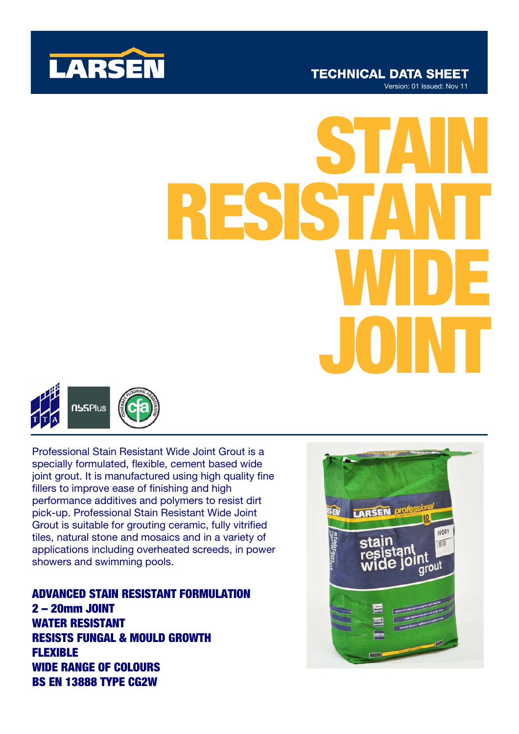LARSEN

TECHNICAL DATA SHEET

Version: 01 Issued: Nov 11

# STAIN RESISTANT WIDE JOINT

Professional Stain Resistant Wide Joint Grout is a specially formulated, flexible, cement based wide joint grout. It is manufactured using high quality fine fillers to improve ease of finishing and high performance additives and polymers to resist dirt pick-up. Professional Stain Resistant Wide Joint Grout is suitable for grouting ceramic, fully vitrified tiles, natural stone and mosaics and in a variety of applications including overheated screeds, in power showers and swimming pools.

**ADVANCED STAIN RESISTANT FORMULATION**
**2 – 20mm JOINT**
**WATER RESISTANT**
**RESISTS FUNGAL & MOULD GROWTH**
**FLEXIBLE**
**WIDE RANGE OF COLOURS**
**BS EN 13888 TYPE CG2W**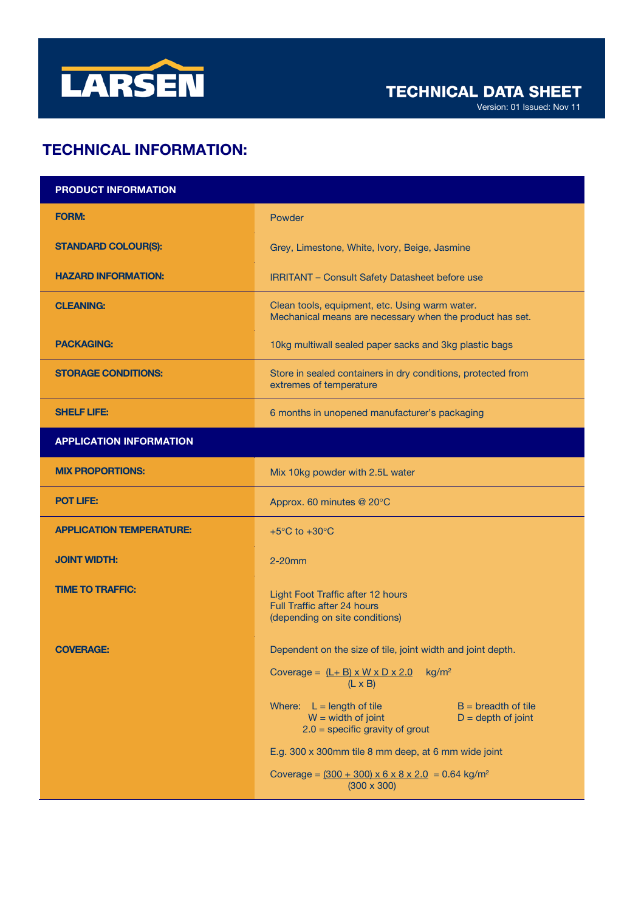# TECHNICAL INFORMATION:

| PRODUCT INFORMATION | |
|---|---|
| **FORM:** | Powder |
| **STANDARD COLOUR(S):** | Grey, Limestone, White, Ivory, Beige, Jasmine |
| **HAZARD INFORMATION:** | IRRITANT – Consult Safety Datasheet before use |
| **CLEANING:** | Clean tools, equipment, etc. Using warm water. Mechanical means are necessary when the product has set. |
| **PACKAGING:** | 10kg multiwall sealed paper sacks and 3kg plastic bags |
| **STORAGE CONDITIONS:** | Store in sealed containers in dry conditions, protected from extremes of temperature |
| **SHELF LIFE:** | 6 months in unopened manufacturer's packaging |
| **APPLICATION INFORMATION** | |
| **MIX PROPORTIONS:** | Mix 10kg powder with 2.5L water |
| **POT LIFE:** | Approx. 60 minutes @ 20°C |
| **APPLICATION TEMPERATURE:** | +5°C to +30°C |
| **JOINT WIDTH:** | 2-20mm |
| **TIME TO TRAFFIC:** | Light Foot Traffic after 12 hours<br>Full Traffic after 24 hours<br>(depending on site conditions) |
| **COVERAGE:** | Dependent on the size of tile, joint width and joint depth.<br>Coverage = $\frac{(L + B) \times W \times D \times 2.0}{(L \times B)}$ kg/m²<br>Where: L = length of tile, B = breadth of tile, W = width of joint, D = depth of joint, 2.0 = specific gravity of grout<br>E.g. 300 x 300mm tile 8 mm deep, at 6 mm wide joint<br>Coverage = $\frac{(300 + 300) \times 6 \times 8 \times 2.0}{(300 \times 300)}$ = 0.64 kg/m² |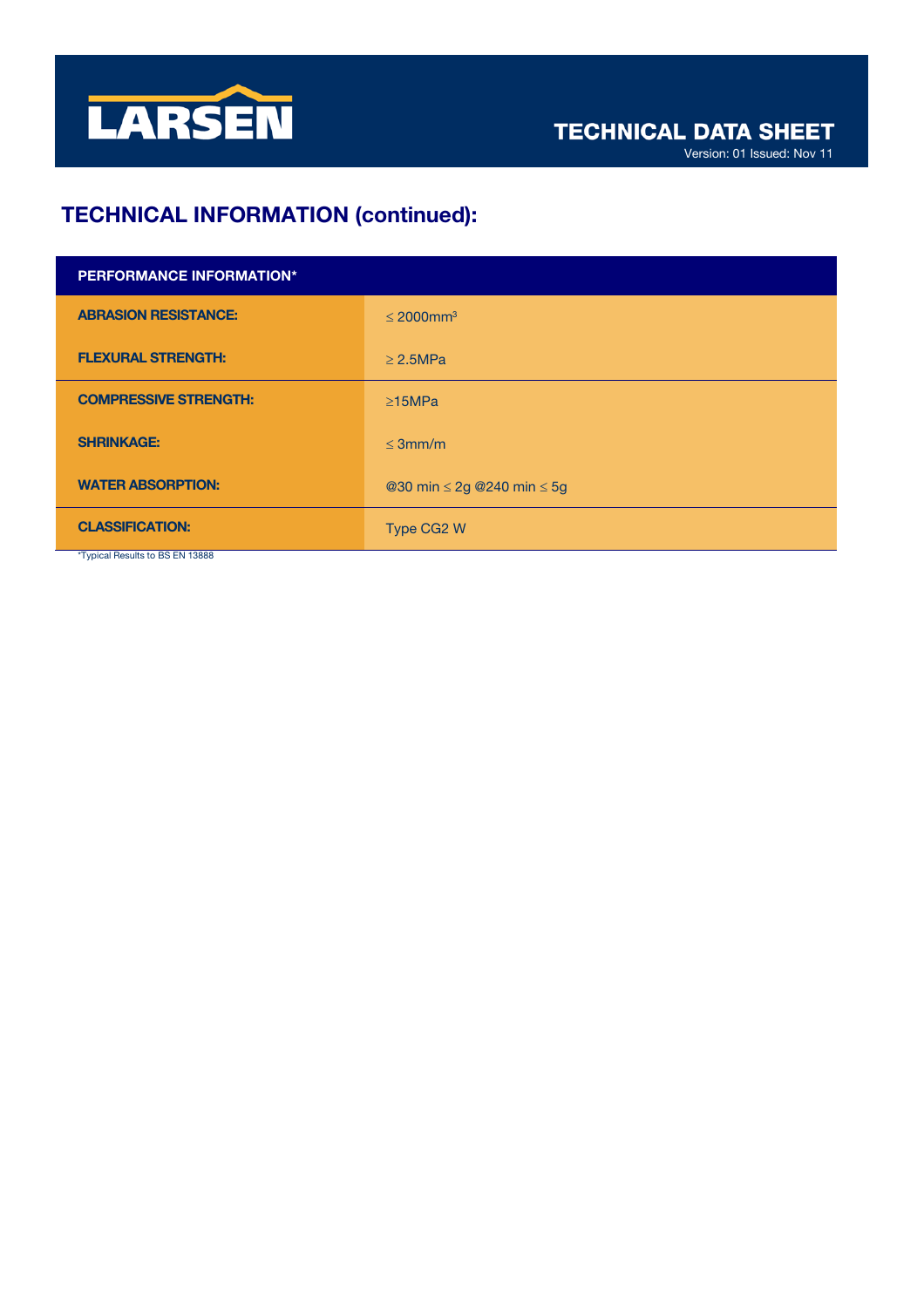## TECHNICAL INFORMATION (continued):

| PERFORMANCE INFORMATION* | |
|---|---|
| **ABRASION RESISTANCE:** | $\leq$ 2000mm$^3$ |
| **FLEXURAL STRENGTH:** | $\geq$ 2.5MPa |
| **COMPRESSIVE STRENGTH:** | $\geq$15MPa |
| **SHRINKAGE:** | $\leq$ 3mm/m |
| **WATER ABSORPTION:** | @30 min $\leq$ 2g @240 min $\leq$ 5g |
| **CLASSIFICATION:** | Type CG2 W |

*Typical Results to BS EN 13888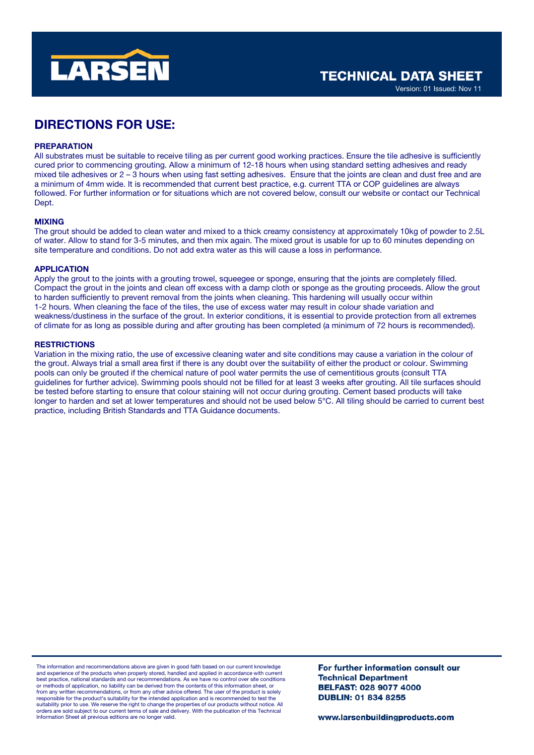## DIRECTIONS FOR USE:

### PREPARATION

All substrates must be suitable to receive tiling as per current good working practices. Ensure the tile adhesive is sufficiently cured prior to commencing grouting. Allow a minimum of 12-18 hours when using standard setting adhesives and ready mixed tile adhesives or 2 – 3 hours when using fast setting adhesives. Ensure that the joints are clean and dust free and are a minimum of 4mm wide. It is recommended that current best practice, e.g. current TTA or COP guidelines are always followed. For further information or for situations which are not covered below, consult our website or contact our Technical Dept.

### MIXING

The grout should be added to clean water and mixed to a thick creamy consistency at approximately 10kg of powder to 2.5L of water. Allow to stand for 3-5 minutes, and then mix again. The mixed grout is usable for up to 60 minutes depending on site temperature and conditions. Do not add extra water as this will cause a loss in performance.

### APPLICATION

Apply the grout to the joints with a grouting trowel, squeegee or sponge, ensuring that the joints are completely filled. Compact the grout in the joints and clean off excess with a damp cloth or sponge as the grouting proceeds. Allow the grout to harden sufficiently to prevent removal from the joints when cleaning. This hardening will usually occur within 1-2 hours. When cleaning the face of the tiles, the use of excess water may result in colour shade variation and weakness/dustiness in the surface of the grout. In exterior conditions, it is essential to provide protection from all extremes of climate for as long as possible during and after grouting has been completed (a minimum of 72 hours is recommended).

### RESTRICTIONS

Variation in the mixing ratio, the use of excessive cleaning water and site conditions may cause a variation in the colour of the grout. Always trial a small area first if there is any doubt over the suitability of either the product or colour. Swimming pools can only be grouted if the chemical nature of pool water permits the use of cementitious grouts (consult TTA guidelines for further advice). Swimming pools should not be filled for at least 3 weeks after grouting. All tile surfaces should be tested before starting to ensure that colour staining will not occur during grouting. Cement based products will take longer to harden and set at lower temperatures and should not be used below 5°C. All tiling should be carried to current best practice, including British Standards and TTA Guidance documents.

The information and recommendations above are given in good faith based on our current knowledge and experience of the products when properly stored, handled and applied in accordance with current best practice, national standards and our recommendations. As we have no control over site conditions or methods of application, no liability can be derived from the contents of this information sheet, or from any written recommendations, or from any other advice offered. The user of the product is solely responsible for the product's suitability for the intended application and is recommended to test the suitability prior to use. We reserve the right to change the properties of our products without notice. All orders are sold subject to our current terms of sale and delivery. With the publication of this Technical Information Sheet all previous editions are no longer valid.

**For further information consult our Technical Department**
**BELFAST: 028 9077 4000**
**DUBLIN: 01 834 8255**

**www.larsenbuildingproducts.com**